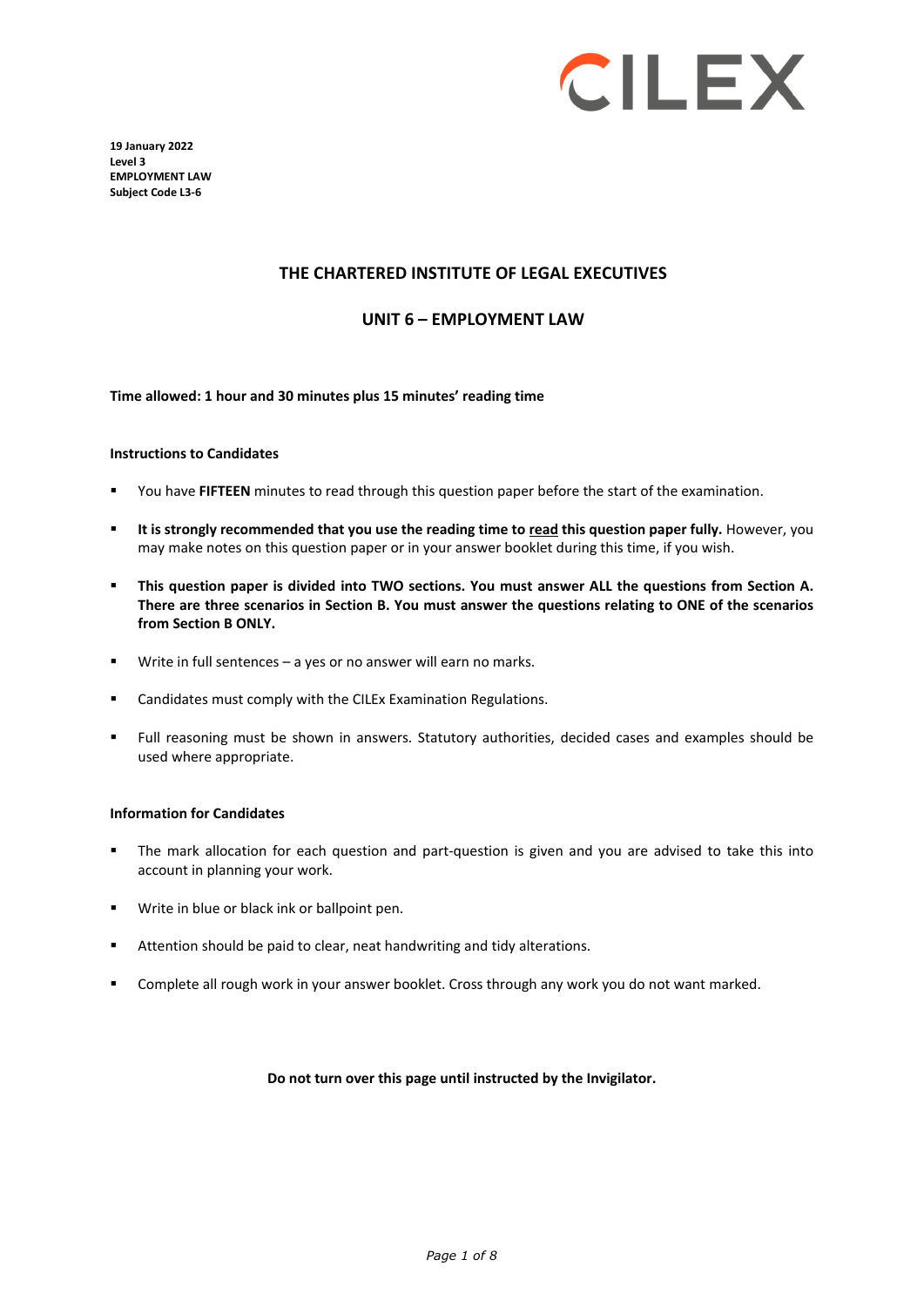CILEX

**19 January 2022**
**Level 3**
**EMPLOYMENT LAW**
**Subject Code L3-6**

# THE CHARTERED INSTITUTE OF LEGAL EXECUTIVES

## UNIT 6 – EMPLOYMENT LAW

**Time allowed: 1 hour and 30 minutes plus 15 minutes' reading time**

**Instructions to Candidates**

- You have **FIFTEEN** minutes to read through this question paper before the start of the examination.
- **It is strongly recommended that you use the reading time to read this question paper fully.** However, you may make notes on this question paper or in your answer booklet during this time, if you wish.
- **This question paper is divided into TWO sections. You must answer ALL the questions from Section A. There are three scenarios in Section B. You must answer the questions relating to ONE of the scenarios from Section B ONLY.**
- Write in full sentences – a yes or no answer will earn no marks.
- Candidates must comply with the CILEx Examination Regulations.
- Full reasoning must be shown in answers. Statutory authorities, decided cases and examples should be used where appropriate.

**Information for Candidates**

- The mark allocation for each question and part-question is given and you are advised to take this into account in planning your work.
- Write in blue or black ink or ballpoint pen.
- Attention should be paid to clear, neat handwriting and tidy alterations.
- Complete all rough work in your answer booklet. Cross through any work you do not want marked.

**Do not turn over this page until instructed by the Invigilator.**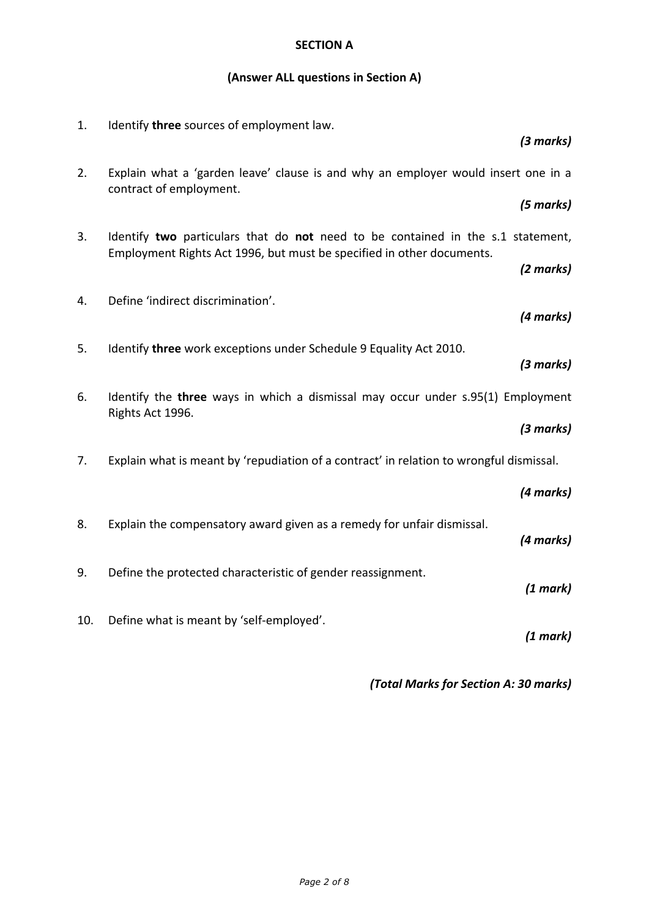**SECTION A**

**(Answer ALL questions in Section A)**

1. Identify **three** sources of employment law.

   ***(3 marks)***

2. Explain what a 'garden leave' clause is and why an employer would insert one in a contract of employment.

   ***(5 marks)***

3. Identify **two** particulars that do **not** need to be contained in the s.1 statement, Employment Rights Act 1996, but must be specified in other documents.

   ***(2 marks)***

4. Define 'indirect discrimination'.

   ***(4 marks)***

5. Identify **three** work exceptions under Schedule 9 Equality Act 2010.

   ***(3 marks)***

6. Identify the **three** ways in which a dismissal may occur under s.95(1) Employment Rights Act 1996.

   ***(3 marks)***

7. Explain what is meant by 'repudiation of a contract' in relation to wrongful dismissal.

   ***(4 marks)***

8. Explain the compensatory award given as a remedy for unfair dismissal.

   ***(4 marks)***

9. Define the protected characteristic of gender reassignment.

   ***(1 mark)***

10. Define what is meant by 'self-employed'.

    ***(1 mark)***

***(Total Marks for Section A: 30 marks)***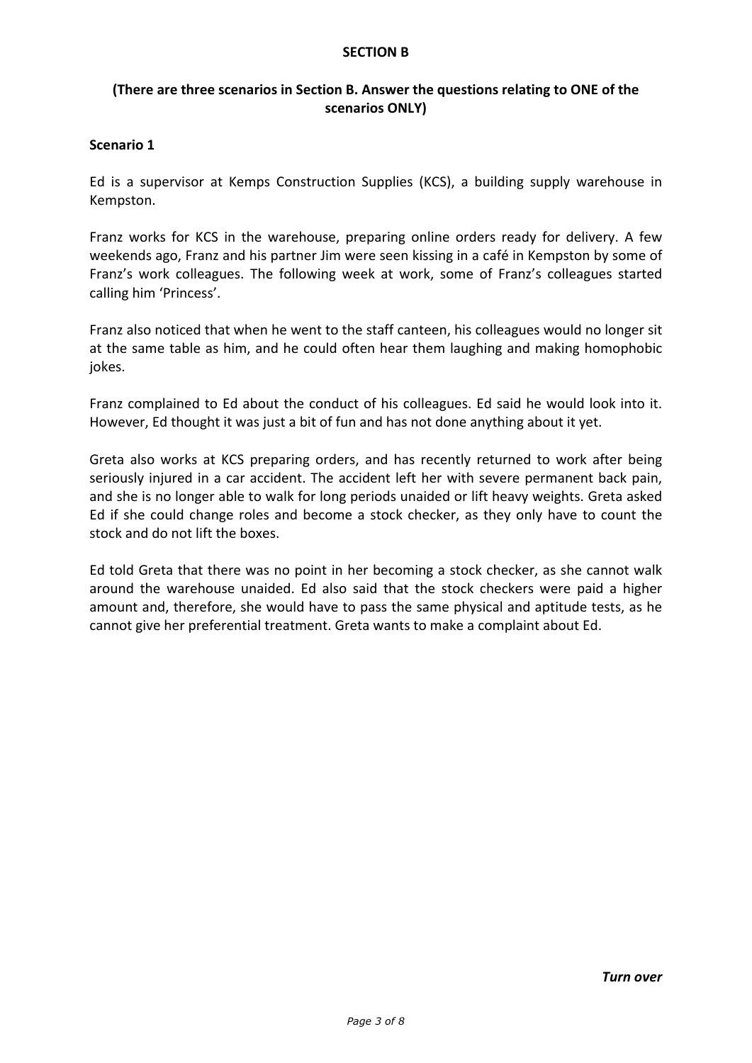# SECTION B

**(There are three scenarios in Section B. Answer the questions relating to ONE of the scenarios ONLY)**

## Scenario 1

Ed is a supervisor at Kemps Construction Supplies (KCS), a building supply warehouse in Kempston.

Franz works for KCS in the warehouse, preparing online orders ready for delivery. A few weekends ago, Franz and his partner Jim were seen kissing in a café in Kempston by some of Franz's work colleagues. The following week at work, some of Franz's colleagues started calling him 'Princess'.

Franz also noticed that when he went to the staff canteen, his colleagues would no longer sit at the same table as him, and he could often hear them laughing and making homophobic jokes.

Franz complained to Ed about the conduct of his colleagues. Ed said he would look into it. However, Ed thought it was just a bit of fun and has not done anything about it yet.

Greta also works at KCS preparing orders, and has recently returned to work after being seriously injured in a car accident. The accident left her with severe permanent back pain, and she is no longer able to walk for long periods unaided or lift heavy weights. Greta asked Ed if she could change roles and become a stock checker, as they only have to count the stock and do not lift the boxes.

Ed told Greta that there was no point in her becoming a stock checker, as she cannot walk around the warehouse unaided. Ed also said that the stock checkers were paid a higher amount and, therefore, she would have to pass the same physical and aptitude tests, as he cannot give her preferential treatment. Greta wants to make a complaint about Ed.

***Turn over***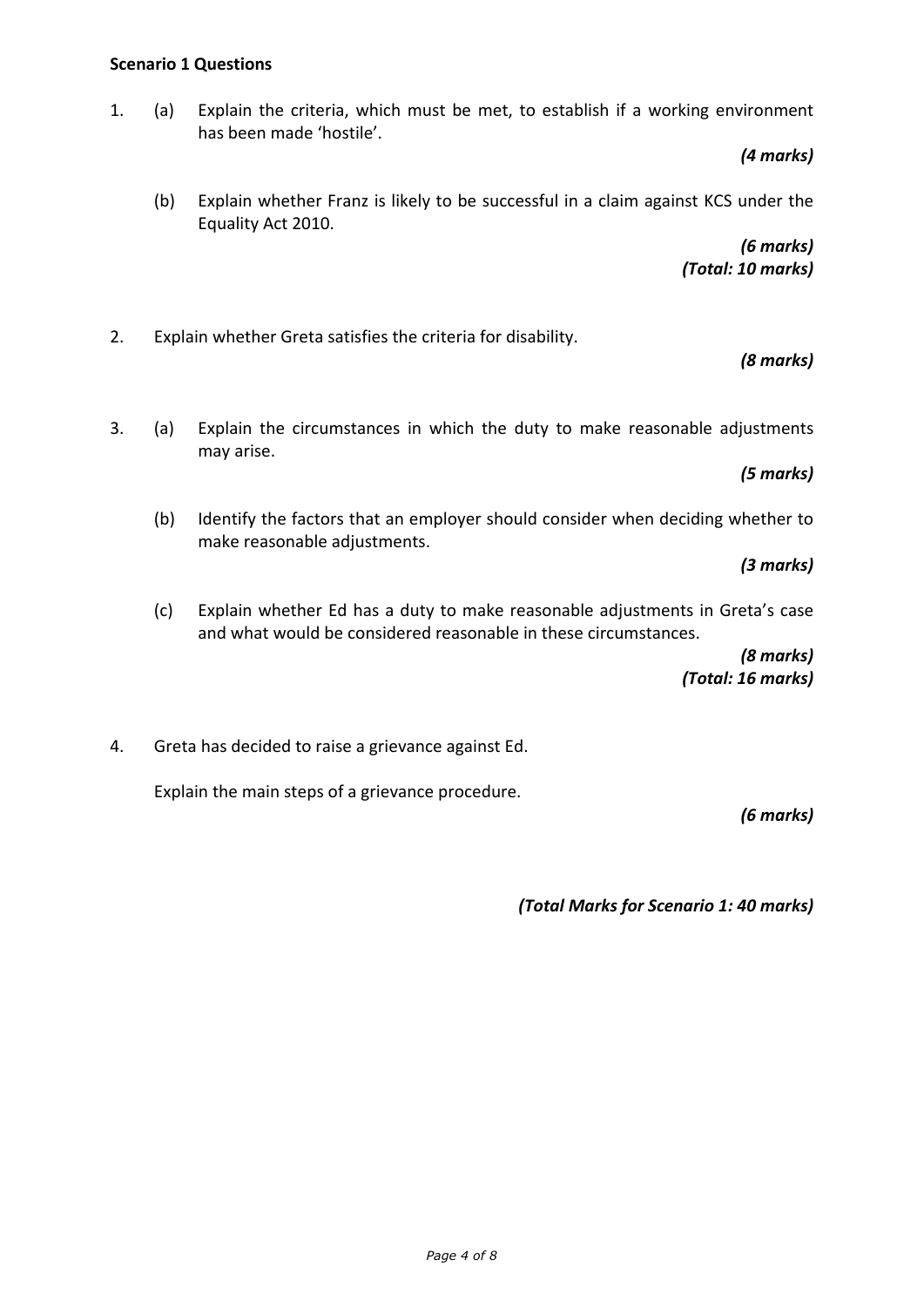**Scenario 1 Questions**

1. (a) Explain the criteria, which must be met, to establish if a working environment has been made 'hostile'.

   ***(4 marks)***

   (b) Explain whether Franz is likely to be successful in a claim against KCS under the Equality Act 2010.

   ***(6 marks)***
   ***(Total: 10 marks)***

2. Explain whether Greta satisfies the criteria for disability.

   ***(8 marks)***

3. (a) Explain the circumstances in which the duty to make reasonable adjustments may arise.

   ***(5 marks)***

   (b) Identify the factors that an employer should consider when deciding whether to make reasonable adjustments.

   ***(3 marks)***

   (c) Explain whether Ed has a duty to make reasonable adjustments in Greta's case and what would be considered reasonable in these circumstances.

   ***(8 marks)***
   ***(Total: 16 marks)***

4. Greta has decided to raise a grievance against Ed.

   Explain the main steps of a grievance procedure.

   ***(6 marks)***

***(Total Marks for Scenario 1: 40 marks)***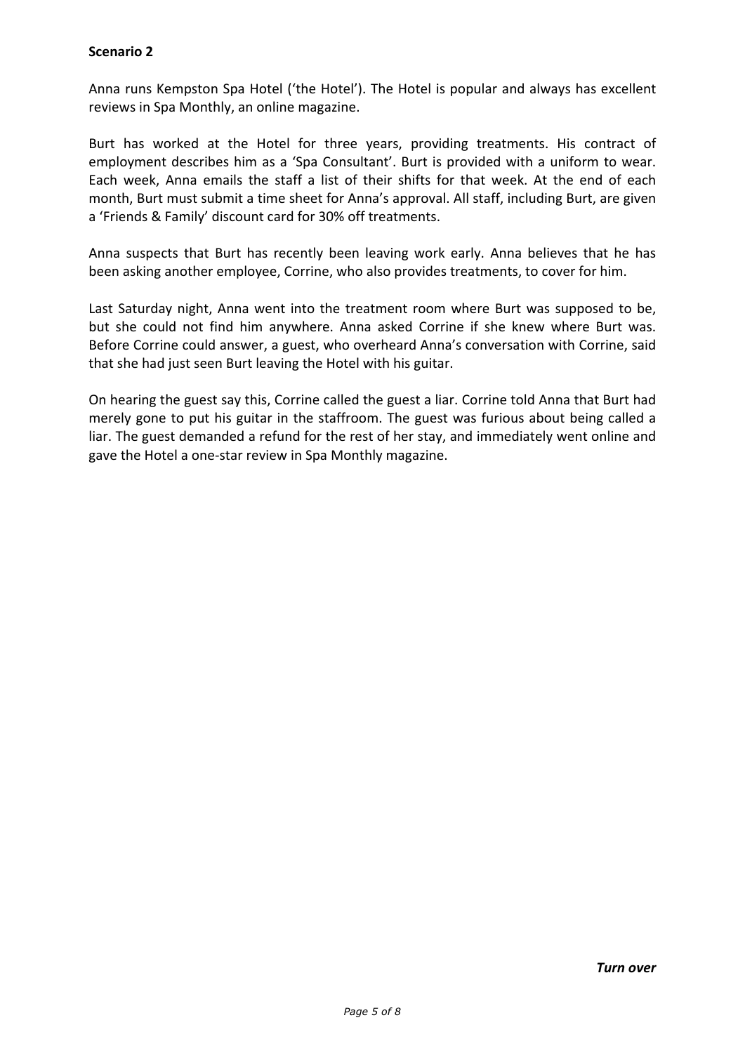**Scenario 2**

Anna runs Kempston Spa Hotel ('the Hotel'). The Hotel is popular and always has excellent reviews in Spa Monthly, an online magazine.

Burt has worked at the Hotel for three years, providing treatments. His contract of employment describes him as a 'Spa Consultant'. Burt is provided with a uniform to wear. Each week, Anna emails the staff a list of their shifts for that week. At the end of each month, Burt must submit a time sheet for Anna's approval. All staff, including Burt, are given a 'Friends & Family' discount card for 30% off treatments.

Anna suspects that Burt has recently been leaving work early. Anna believes that he has been asking another employee, Corrine, who also provides treatments, to cover for him.

Last Saturday night, Anna went into the treatment room where Burt was supposed to be, but she could not find him anywhere. Anna asked Corrine if she knew where Burt was. Before Corrine could answer, a guest, who overheard Anna's conversation with Corrine, said that she had just seen Burt leaving the Hotel with his guitar.

On hearing the guest say this, Corrine called the guest a liar. Corrine told Anna that Burt had merely gone to put his guitar in the staffroom. The guest was furious about being called a liar. The guest demanded a refund for the rest of her stay, and immediately went online and gave the Hotel a one-star review in Spa Monthly magazine.

***Turn over***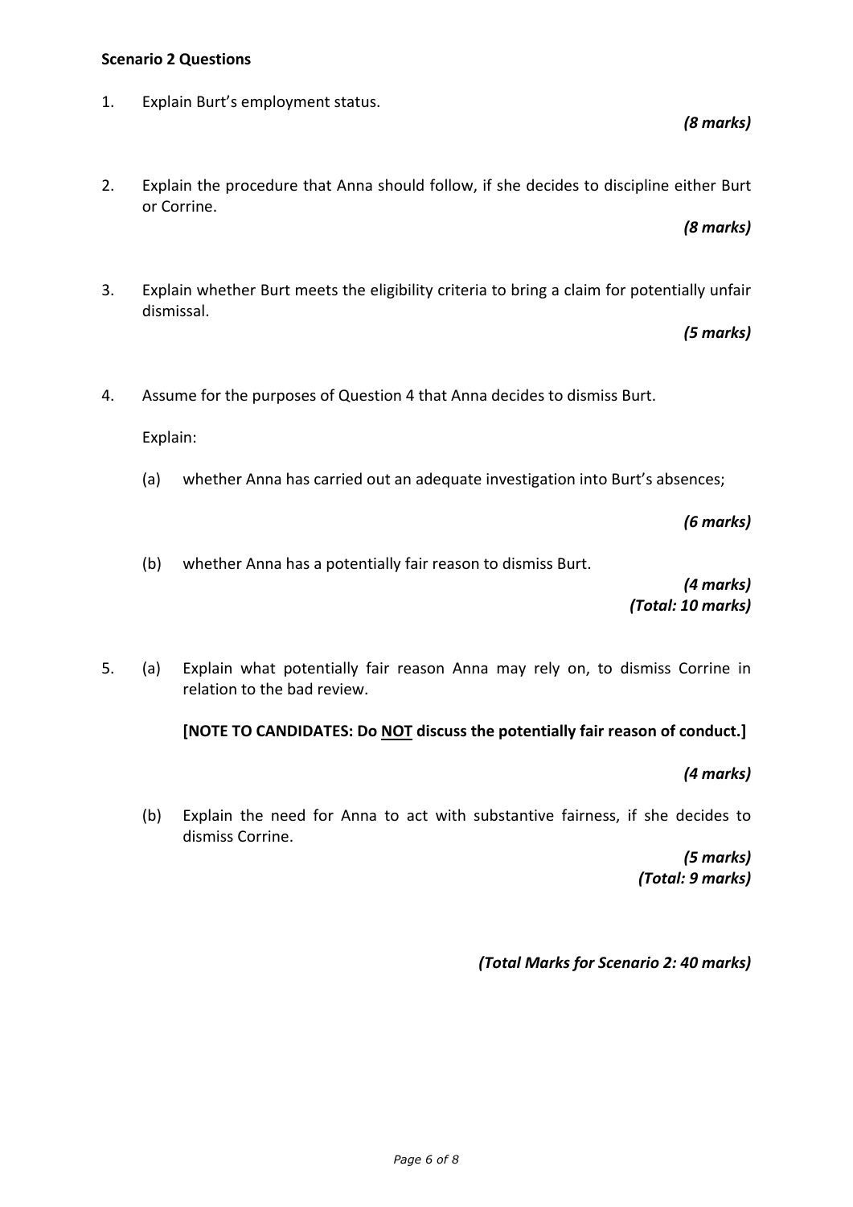**Scenario 2 Questions**

1. Explain Burt's employment status.

   ***(8 marks)***

2. Explain the procedure that Anna should follow, if she decides to discipline either Burt or Corrine.

   ***(8 marks)***

3. Explain whether Burt meets the eligibility criteria to bring a claim for potentially unfair dismissal.

   ***(5 marks)***

4. Assume for the purposes of Question 4 that Anna decides to dismiss Burt.

   Explain:

   (a) whether Anna has carried out an adequate investigation into Burt's absences;

   ***(6 marks)***

   (b) whether Anna has a potentially fair reason to dismiss Burt.

   ***(4 marks)***
   ***(Total: 10 marks)***

5. (a) Explain what potentially fair reason Anna may rely on, to dismiss Corrine in relation to the bad review.

   **[NOTE TO CANDIDATES: Do <u>NOT</u> discuss the potentially fair reason of conduct.]**

   ***(4 marks)***

   (b) Explain the need for Anna to act with substantive fairness, if she decides to dismiss Corrine.

   ***(5 marks)***
   ***(Total: 9 marks)***

***(Total Marks for Scenario 2: 40 marks)***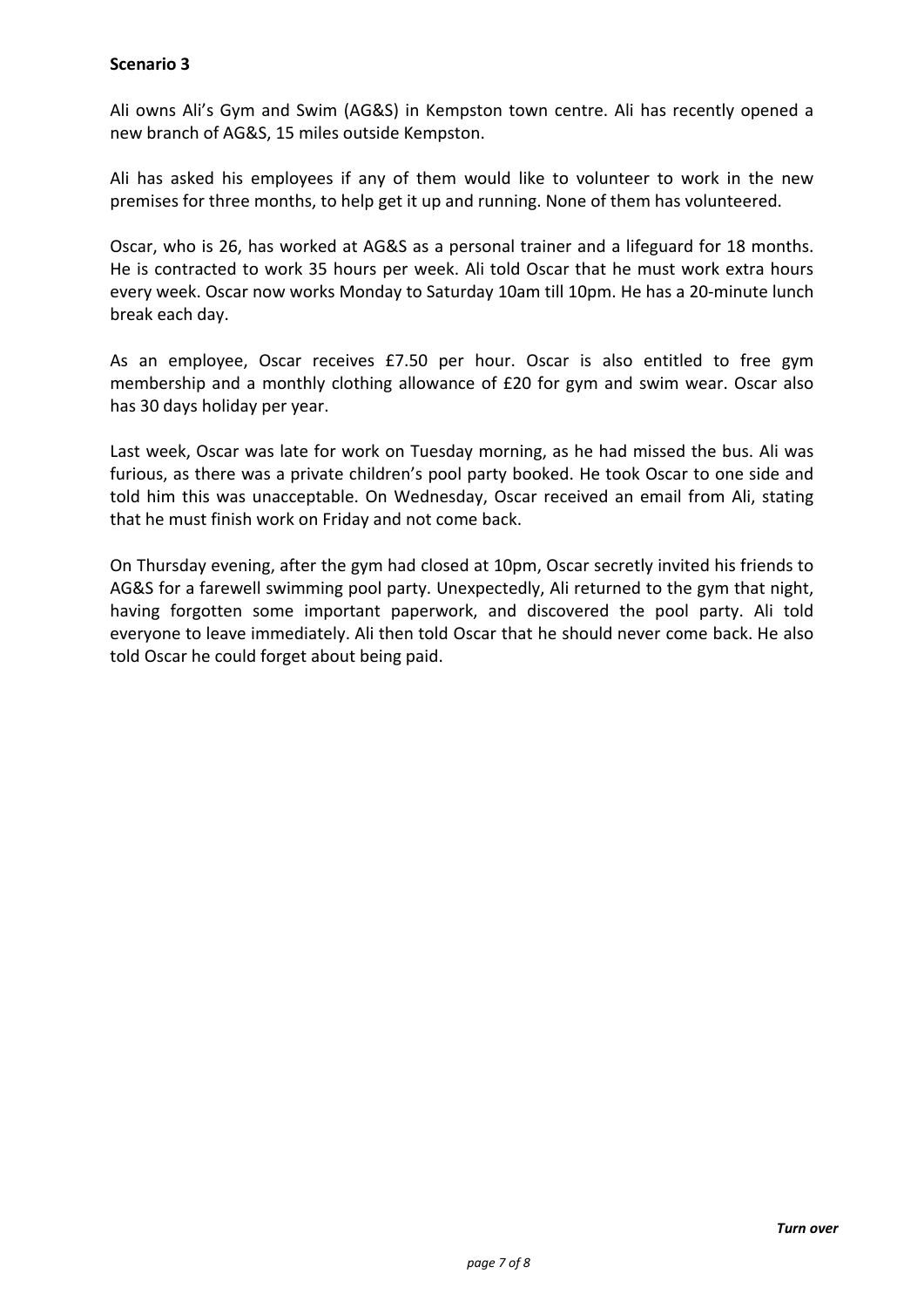**Scenario 3**

Ali owns Ali's Gym and Swim (AG&S) in Kempston town centre. Ali has recently opened a new branch of AG&S, 15 miles outside Kempston.

Ali has asked his employees if any of them would like to volunteer to work in the new premises for three months, to help get it up and running. None of them has volunteered.

Oscar, who is 26, has worked at AG&S as a personal trainer and a lifeguard for 18 months. He is contracted to work 35 hours per week. Ali told Oscar that he must work extra hours every week. Oscar now works Monday to Saturday 10am till 10pm. He has a 20-minute lunch break each day.

As an employee, Oscar receives £7.50 per hour. Oscar is also entitled to free gym membership and a monthly clothing allowance of £20 for gym and swim wear. Oscar also has 30 days holiday per year.

Last week, Oscar was late for work on Tuesday morning, as he had missed the bus. Ali was furious, as there was a private children's pool party booked. He took Oscar to one side and told him this was unacceptable. On Wednesday, Oscar received an email from Ali, stating that he must finish work on Friday and not come back.

On Thursday evening, after the gym had closed at 10pm, Oscar secretly invited his friends to AG&S for a farewell swimming pool party. Unexpectedly, Ali returned to the gym that night, having forgotten some important paperwork, and discovered the pool party. Ali told everyone to leave immediately. Ali then told Oscar that he should never come back. He also told Oscar he could forget about being paid.

***Turn over***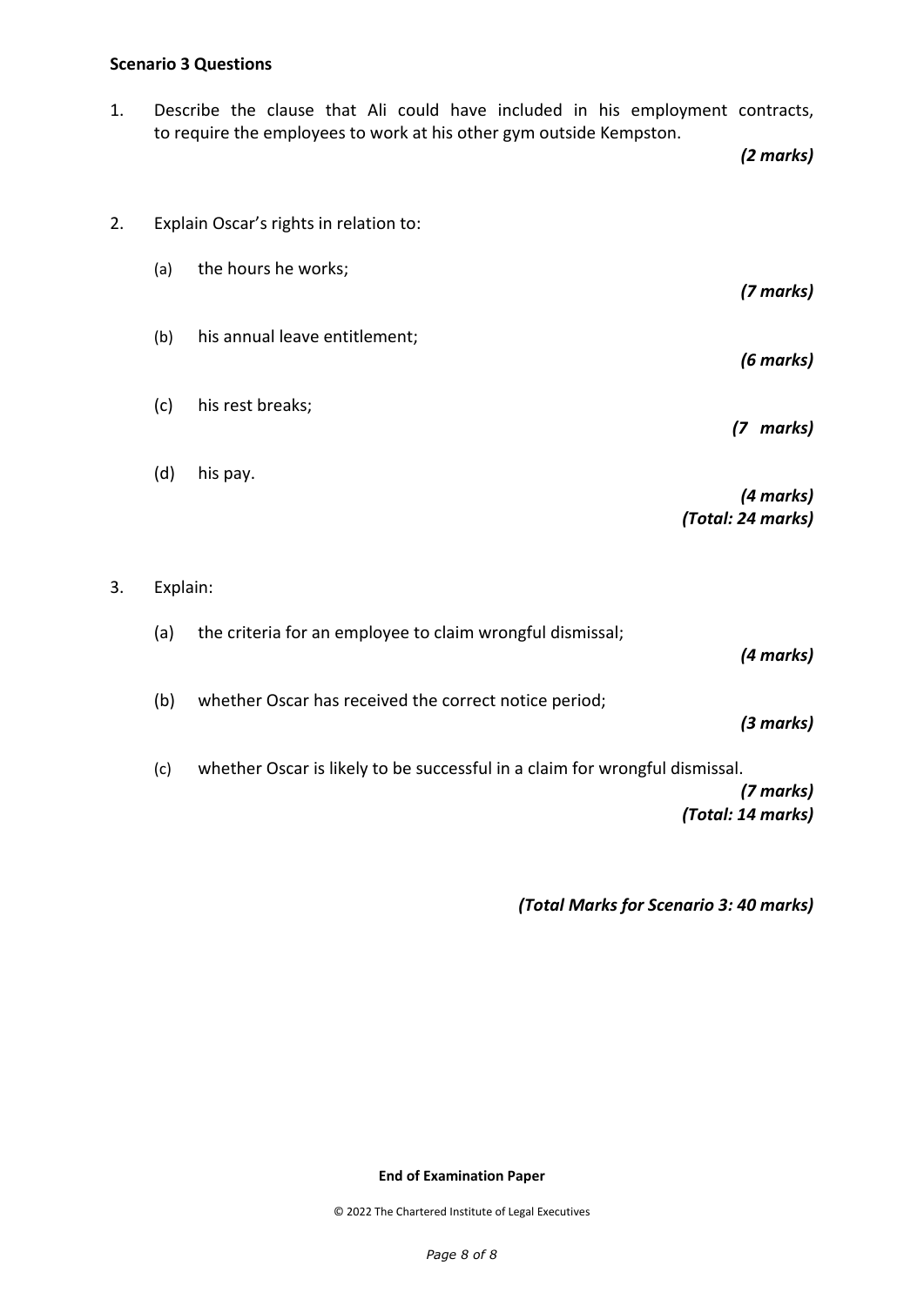**Scenario 3 Questions**

1. Describe the clause that Ali could have included in his employment contracts, to require the employees to work at his other gym outside Kempston.

   ***(2 marks)***

2. Explain Oscar's rights in relation to:

   (a) the hours he works;

   ***(7 marks)***

   (b) his annual leave entitlement;

   ***(6 marks)***

   (c) his rest breaks;

   ***(7 marks)***

   (d) his pay.

   ***(4 marks)***
   ***(Total: 24 marks)***

3. Explain:

   (a) the criteria for an employee to claim wrongful dismissal;

   ***(4 marks)***

   (b) whether Oscar has received the correct notice period;

   ***(3 marks)***

   (c) whether Oscar is likely to be successful in a claim for wrongful dismissal.

   ***(7 marks)***
   ***(Total: 14 marks)***

***(Total Marks for Scenario 3: 40 marks)***

**End of Examination Paper**

© 2022 The Chartered Institute of Legal Executives